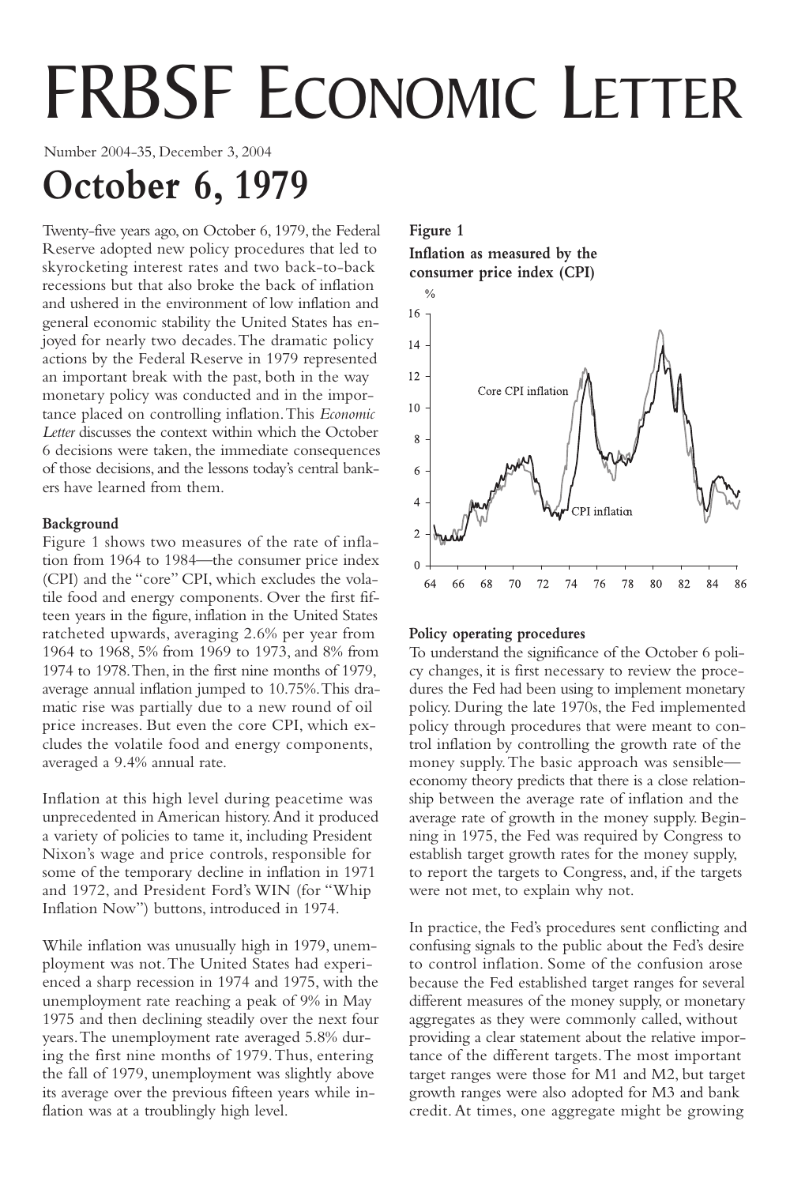# FRBSF Economic Letter

Number 2004-35, December 3, 2004

# October 6, 1979

Twenty-five years ago, on October 6, 1979, the Federal Reserve adopted new policy procedures that led to skyrocketing interest rates and two back-to-back recessions but that also broke the back of inflation and ushered in the environment of low inflation and general economic stability the United States has enjoyed for nearly two decades. The dramatic policy actions by the Federal Reserve in 1979 represented an important break with the past, both in the way monetary policy was conducted and in the importance placed on controlling inflation. This *Economic Letter* discusses the context within which the October 6 decisions were taken, the immediate consequences of those decisions, and the lessons today's central bankers have learned from them.

### Background

Figure 1 shows two measures of the rate of inflation from 1964 to 1984—the consumer price index (CPI) and the "core" CPI, which excludes the volatile food and energy components. Over the first fifteen years in the figure, inflation in the United States ratcheted upwards, averaging 2.6% per year from 1964 to 1968, 5% from 1969 to 1973, and 8% from 1974 to 1978. Then, in the first nine months of 1979, average annual inflation jumped to 10.75%. This dramatic rise was partially due to a new round of oil price increases. But even the core CPI, which excludes the volatile food and energy components, averaged a 9.4% annual rate.

Inflation at this high level during peacetime was unprecedented in American history. And it produced a variety of policies to tame it, including President Nixon's wage and price controls, responsible for some of the temporary decline in inflation in 1971 and 1972, and President Ford's WIN (for "Whip Inflation Now") buttons, introduced in 1974.

While inflation was unusually high in 1979, unemployment was not. The United States had experienced a sharp recession in 1974 and 1975, with the unemployment rate reaching a peak of 9% in May 1975 and then declining steadily over the next four years. The unemployment rate averaged 5.8% during the first nine months of 1979. Thus, entering the fall of 1979, unemployment was slightly above its average over the previous fifteen years while inflation was at a troublingly high level.

**Figure 1**

**Inflation as measured by the consumer price index (CPI)**

### Policy operating procedures

To understand the significance of the October 6 policy changes, it is first necessary to review the procedures the Fed had been using to implement monetary policy. During the late 1970s, the Fed implemented policy through procedures that were meant to control inflation by controlling the growth rate of the money supply. The basic approach was sensible—economy theory predicts that there is a close relationship between the average rate of inflation and the average rate of growth in the money supply. Beginning in 1975, the Fed was required by Congress to establish target growth rates for the money supply, to report the targets to Congress, and, if the targets were not met, to explain why not.

In practice, the Fed's procedures sent conflicting and confusing signals to the public about the Fed's desire to control inflation. Some of the confusion arose because the Fed established target ranges for several different measures of the money supply, or monetary aggregates as they were commonly called, without providing a clear statement about the relative importance of the different targets. The most important target ranges were those for M1 and M2, but target growth ranges were also adopted for M3 and bank credit. At times, one aggregate might be growing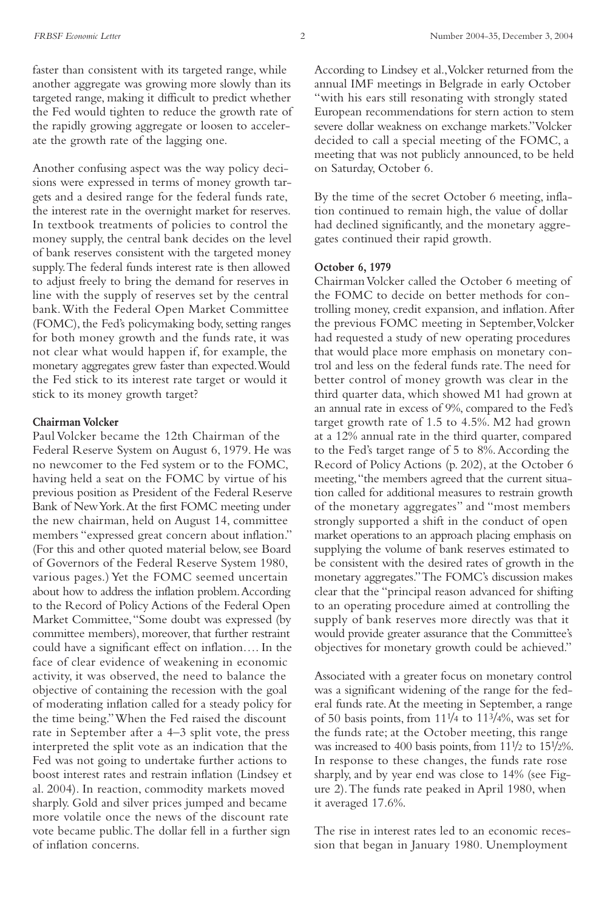faster than consistent with its targeted range, while another aggregate was growing more slowly than its targeted range, making it difficult to predict whether the Fed would tighten to reduce the growth rate of the rapidly growing aggregate or loosen to accelerate the growth rate of the lagging one.

Another confusing aspect was the way policy decisions were expressed in terms of money growth targets and a desired range for the federal funds rate, the interest rate in the overnight market for reserves. In textbook treatments of policies to control the money supply, the central bank decides on the level of bank reserves consistent with the targeted money supply. The federal funds interest rate is then allowed to adjust freely to bring the demand for reserves in line with the supply of reserves set by the central bank. With the Federal Open Market Committee (FOMC), the Fed's policymaking body, setting ranges for both money growth and the funds rate, it was not clear what would happen if, for example, the monetary aggregates grew faster than expected. Would the Fed stick to its interest rate target or would it stick to its money growth target?

**Chairman Volcker**

Paul Volcker became the 12th Chairman of the Federal Reserve System on August 6, 1979. He was no newcomer to the Fed system or to the FOMC, having held a seat on the FOMC by virtue of his previous position as President of the Federal Reserve Bank of New York. At the first FOMC meeting under the new chairman, held on August 14, committee members "expressed great concern about inflation." (For this and other quoted material below, see Board of Governors of the Federal Reserve System 1980, various pages.) Yet the FOMC seemed uncertain about how to address the inflation problem. According to the Record of Policy Actions of the Federal Open Market Committee, "Some doubt was expressed (by committee members), moreover, that further restraint could have a significant effect on inflation.... In the face of clear evidence of weakening in economic activity, it was observed, the need to balance the objective of containing the recession with the goal of moderating inflation called for a steady policy for the time being." When the Fed raised the discount rate in September after a 4–3 split vote, the press interpreted the split vote as an indication that the Fed was not going to undertake further actions to boost interest rates and restrain inflation (Lindsey et al. 2004). In reaction, commodity markets moved sharply. Gold and silver prices jumped and became more volatile once the news of the discount rate vote became public. The dollar fell in a further sign of inflation concerns.

According to Lindsey et al., Volcker returned from the annual IMF meetings in Belgrade in early October "with his ears still resonating with strongly stated European recommendations for stern action to stem severe dollar weakness on exchange markets." Volcker decided to call a special meeting of the FOMC, a meeting that was not publicly announced, to be held on Saturday, October 6.

By the time of the secret October 6 meeting, inflation continued to remain high, the value of dollar had declined significantly, and the monetary aggregates continued their rapid growth.

**October 6, 1979**

Chairman Volcker called the October 6 meeting of the FOMC to decide on better methods for controlling money, credit expansion, and inflation. After the previous FOMC meeting in September, Volcker had requested a study of new operating procedures that would place more emphasis on monetary control and less on the federal funds rate. The need for better control of money growth was clear in the third quarter data, which showed M1 had grown at an annual rate in excess of 9%, compared to the Fed's target growth rate of 1.5 to 4.5%. M2 had grown at a 12% annual rate in the third quarter, compared to the Fed's target range of 5 to 8%. According to the Record of Policy Actions (p. 202), at the October 6 meeting, "the members agreed that the current situation called for additional measures to restrain growth of the monetary aggregates" and "most members strongly supported a shift in the conduct of open market operations to an approach placing emphasis on supplying the volume of bank reserves estimated to be consistent with the desired rates of growth in the monetary aggregates." The FOMC's discussion makes clear that the "principal reason advanced for shifting to an operating procedure aimed at controlling the supply of bank reserves more directly was that it would provide greater assurance that the Committee's objectives for monetary growth could be achieved."

Associated with a greater focus on monetary control was a significant widening of the range for the federal funds rate. At the meeting in September, a range of 50 basis points, from 11¼ to 11¾%, was set for the funds rate; at the October meeting, this range was increased to 400 basis points, from 11½ to 15½%. In response to these changes, the funds rate rose sharply, and by year end was close to 14% (see Figure 2). The funds rate peaked in April 1980, when it averaged 17.6%.

The rise in interest rates led to an economic recession that began in January 1980. Unemployment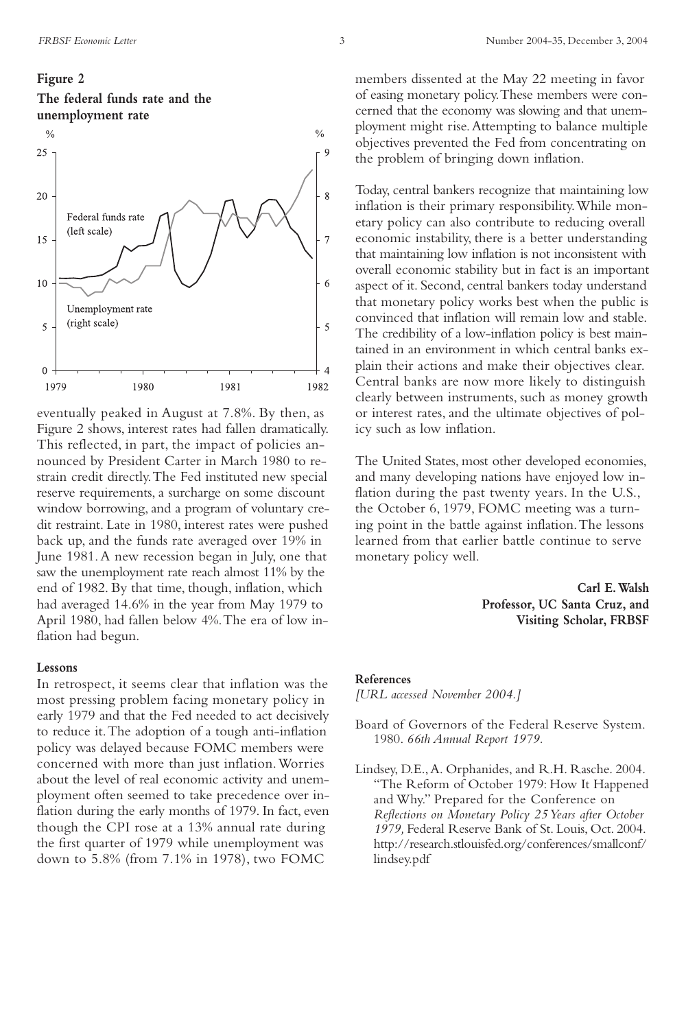**Figure 2**

**The federal funds rate and the unemployment rate**

eventually peaked in August at 7.8%. By then, as Figure 2 shows, interest rates had fallen dramatically. This reflected, in part, the impact of policies announced by President Carter in March 1980 to restrain credit directly. The Fed instituted new special reserve requirements, a surcharge on some discount window borrowing, and a program of voluntary credit restraint. Late in 1980, interest rates were pushed back up, and the funds rate averaged over 19% in June 1981. A new recession began in July, one that saw the unemployment rate reach almost 11% by the end of 1982. By that time, though, inflation, which had averaged 14.6% in the year from May 1979 to April 1980, had fallen below 4%. The era of low inflation had begun.

## Lessons

In retrospect, it seems clear that inflation was the most pressing problem facing monetary policy in early 1979 and that the Fed needed to act decisively to reduce it. The adoption of a tough anti-inflation policy was delayed because FOMC members were concerned with more than just inflation. Worries about the level of real economic activity and unemployment often seemed to take precedence over inflation during the early months of 1979. In fact, even though the CPI rose at a 13% annual rate during the first quarter of 1979 while unemployment was down to 5.8% (from 7.1% in 1978), two FOMC members dissented at the May 22 meeting in favor of easing monetary policy. These members were concerned that the economy was slowing and that unemployment might rise. Attempting to balance multiple objectives prevented the Fed from concentrating on the problem of bringing down inflation.

Today, central bankers recognize that maintaining low inflation is their primary responsibility. While monetary policy can also contribute to reducing overall economic instability, there is a better understanding that maintaining low inflation is not inconsistent with overall economic stability but in fact is an important aspect of it. Second, central bankers today understand that monetary policy works best when the public is convinced that inflation will remain low and stable. The credibility of a low-inflation policy is best maintained in an environment in which central banks explain their actions and make their objectives clear. Central banks are now more likely to distinguish clearly between instruments, such as money growth or interest rates, and the ultimate objectives of policy such as low inflation.

The United States, most other developed economies, and many developing nations have enjoyed low inflation during the past twenty years. In the U.S., the October 6, 1979, FOMC meeting was a turning point in the battle against inflation. The lessons learned from that earlier battle continue to serve monetary policy well.

**Carl E. Walsh**
**Professor, UC Santa Cruz, and**
**Visiting Scholar, FRBSF**

## References

*[URL accessed November 2004.]*

Board of Governors of the Federal Reserve System. 1980. *66th Annual Report 1979.*

Lindsey, D.E., A. Orphanides, and R.H. Rasche. 2004. "The Reform of October 1979: How It Happened and Why." Prepared for the Conference on *Reflections on Monetary Policy 25 Years after October 1979,* Federal Reserve Bank of St. Louis, Oct. 2004. http://research.stlouisfed.org/conferences/smallconf/lindsey.pdf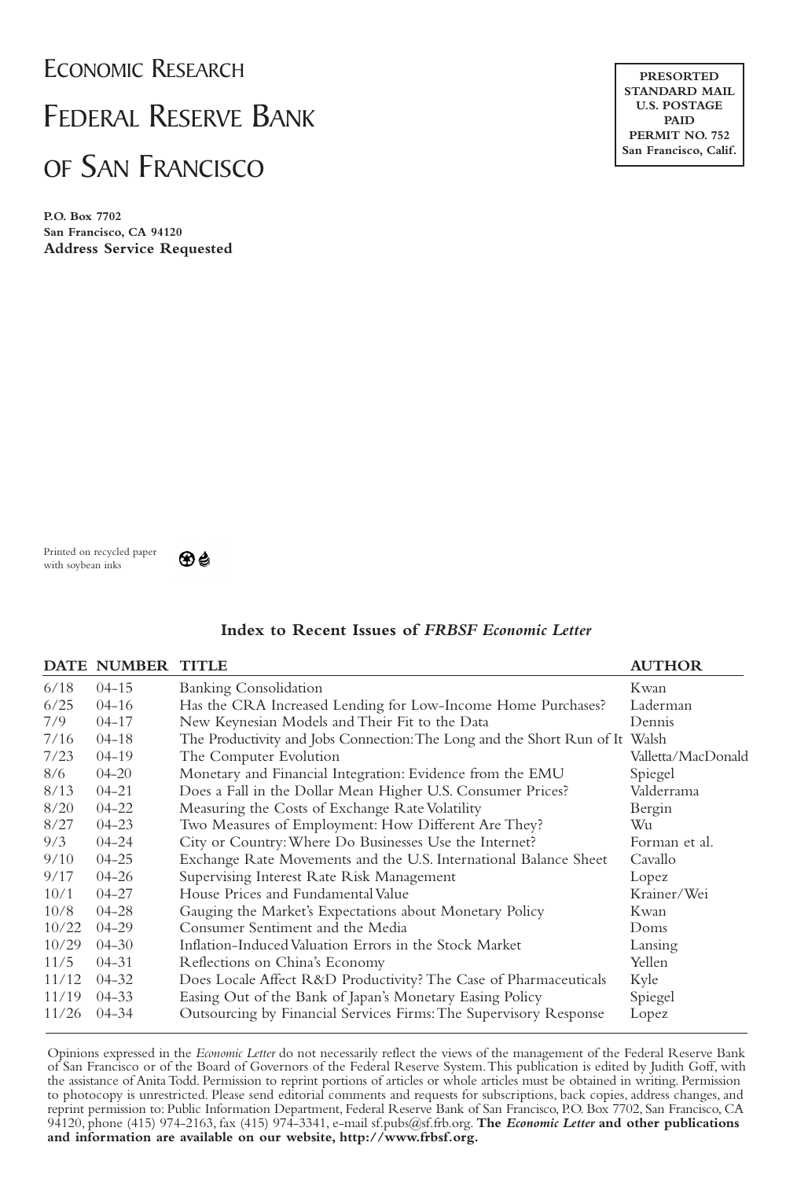# Economic Research

# Federal Reserve Bank of San Francisco

**P.O. Box 7702**
**San Francisco, CA 94120**
**Address Service Requested**

**PRESORTED STANDARD MAIL U.S. POSTAGE PAID PERMIT NO. 752 San Francisco, Calif.**

Printed on recycled paper with soybean inks

### Index to Recent Issues of *FRBSF Economic Letter*

| DATE | NUMBER | TITLE | AUTHOR |
|---|---|---|---|
| 6/18 | 04-15 | Banking Consolidation | Kwan |
| 6/25 | 04-16 | Has the CRA Increased Lending for Low-Income Home Purchases? | Laderman |
| 7/9 | 04-17 | New Keynesian Models and Their Fit to the Data | Dennis |
| 7/16 | 04-18 | The Productivity and Jobs Connection: The Long and the Short Run of It | Walsh |
| 7/23 | 04-19 | The Computer Evolution | Valletta/MacDonald |
| 8/6 | 04-20 | Monetary and Financial Integration: Evidence from the EMU | Spiegel |
| 8/13 | 04-21 | Does a Fall in the Dollar Mean Higher U.S. Consumer Prices? | Valderrama |
| 8/20 | 04-22 | Measuring the Costs of Exchange Rate Volatility | Bergin |
| 8/27 | 04-23 | Two Measures of Employment: How Different Are They? | Wu |
| 9/3 | 04-24 | City or Country: Where Do Businesses Use the Internet? | Forman et al. |
| 9/10 | 04-25 | Exchange Rate Movements and the U.S. International Balance Sheet | Cavallo |
| 9/17 | 04-26 | Supervising Interest Rate Risk Management | Lopez |
| 10/1 | 04-27 | House Prices and Fundamental Value | Krainer/Wei |
| 10/8 | 04-28 | Gauging the Market's Expectations about Monetary Policy | Kwan |
| 10/22 | 04-29 | Consumer Sentiment and the Media | Doms |
| 10/29 | 04-30 | Inflation-Induced Valuation Errors in the Stock Market | Lansing |
| 11/5 | 04-31 | Reflections on China's Economy | Yellen |
| 11/12 | 04-32 | Does Locale Affect R&D Productivity? The Case of Pharmaceuticals | Kyle |
| 11/19 | 04-33 | Easing Out of the Bank of Japan's Monetary Easing Policy | Spiegel |
| 11/26 | 04-34 | Outsourcing by Financial Services Firms: The Supervisory Response | Lopez |

Opinions expressed in the *Economic Letter* do not necessarily reflect the views of the management of the Federal Reserve Bank of San Francisco or of the Board of Governors of the Federal Reserve System. This publication is edited by Judith Goff, with the assistance of Anita Todd. Permission to reprint portions of articles or whole articles must be obtained in writing. Permission to photocopy is unrestricted. Please send editorial comments and requests for subscriptions, back copies, address changes, and reprint permission to: Public Information Department, Federal Reserve Bank of San Francisco, P.O. Box 7702, San Francisco, CA 94120, phone (415) 974-2163, fax (415) 974-3341, e-mail sf.pubs@sf.frb.org. **The *Economic Letter* and other publications and information are available on our website, http://www.frbsf.org.**